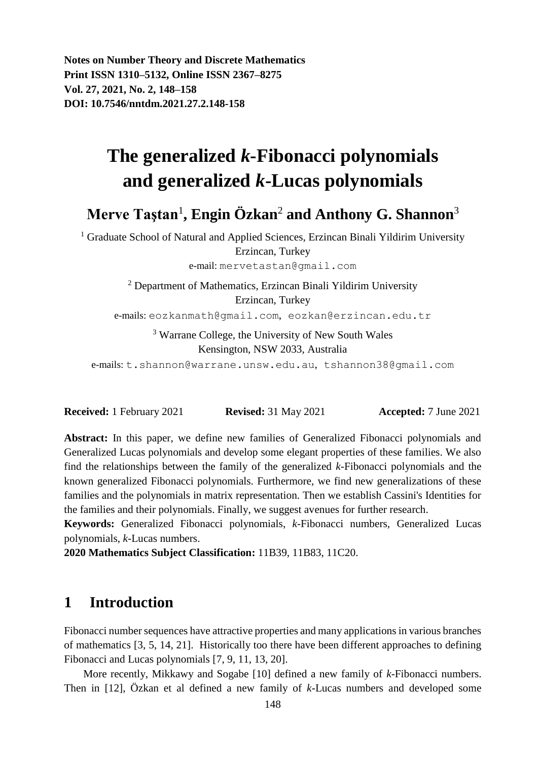**Notes on Number Theory and Discrete Mathematics**
**Print ISSN 1310–5132, Online ISSN 2367–8275**
**Vol. 27, 2021, No. 2, 148–158**
**DOI: 10.7546/nntdm.2021.27.2.148-158**

# The generalized *k*-Fibonacci polynomials and generalized *k*-Lucas polynomials

## Merve Taştan[1], Engin Özkan[2] and Anthony G. Shannon[3]

[1] Graduate School of Natural and Applied Sciences, Erzincan Binali Yildirim University
Erzincan, Turkey
e-mail: mervetastan@gmail.com

[2] Department of Mathematics, Erzincan Binali Yildirim University
Erzincan, Turkey
e-mails: eozkanmath@gmail.com, eozkan@erzincan.edu.tr

[3] Warrane College, the University of New South Wales
Kensington, NSW 2033, Australia
e-mails: t.shannon@warrane.unsw.edu.au, tshannon38@gmail.com

**Received:** 1 February 2021 **Revised:** 31 May 2021 **Accepted:** 7 June 2021

**Abstract:** In this paper, we define new families of Generalized Fibonacci polynomials and Generalized Lucas polynomials and develop some elegant properties of these families. We also find the relationships between the family of the generalized *k*-Fibonacci polynomials and the known generalized Fibonacci polynomials. Furthermore, we find new generalizations of these families and the polynomials in matrix representation. Then we establish Cassini's Identities for the families and their polynomials. Finally, we suggest avenues for further research.

**Keywords:** Generalized Fibonacci polynomials, *k*-Fibonacci numbers, Generalized Lucas polynomials, *k*-Lucas numbers.

**2020 Mathematics Subject Classification:** 11B39, 11B83, 11C20.

## 1 Introduction

Fibonacci number sequences have attractive properties and many applications in various branches of mathematics [3, 5, 14, 21]. Historically too there have been different approaches to defining Fibonacci and Lucas polynomials [7, 9, 11, 13, 20].

More recently, Mikkawy and Sogabe [10] defined a new family of *k*-Fibonacci numbers. Then in [12], Özkan et al defined a new family of *k*-Lucas numbers and developed some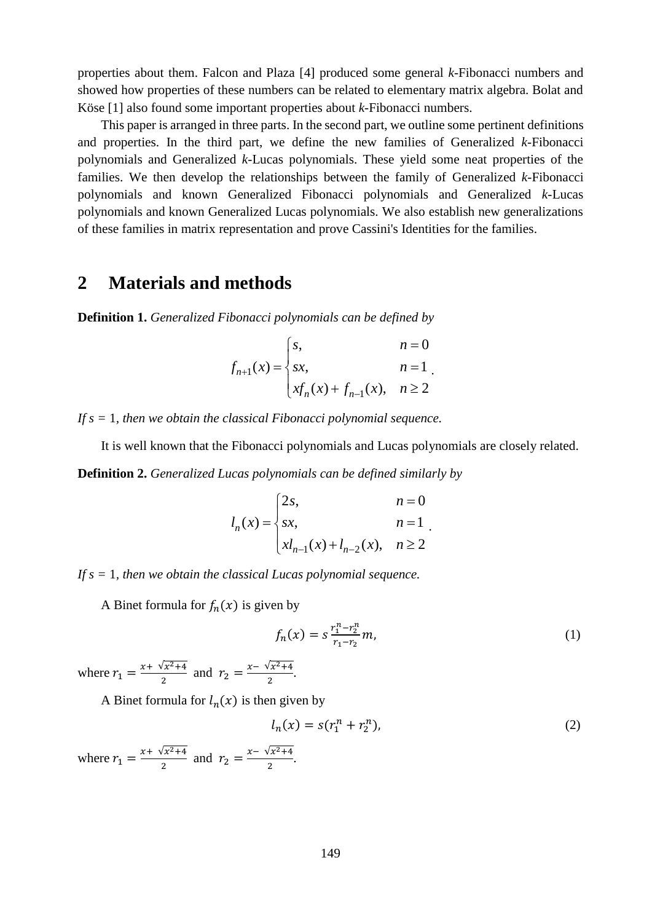properties about them. Falcon and Plaza [4] produced some general *k*-Fibonacci numbers and showed how properties of these numbers can be related to elementary matrix algebra. Bolat and Köse [1] also found some important properties about *k*-Fibonacci numbers.

This paper is arranged in three parts. In the second part, we outline some pertinent definitions and properties. In the third part, we define the new families of Generalized *k*-Fibonacci polynomials and Generalized *k*-Lucas polynomials. These yield some neat properties of the families. We then develop the relationships between the family of Generalized *k*-Fibonacci polynomials and known Generalized Fibonacci polynomials and Generalized *k*-Lucas polynomials and known Generalized Lucas polynomials. We also establish new generalizations of these families in matrix representation and prove Cassini's Identities for the families.

## 2 Materials and methods

**Definition 1.** *Generalized Fibonacci polynomials can be defined by*

$$f_{n+1}(x) = \begin{cases} s, & n = 0 \\ sx, & n = 1 \\ xf_n(x) + f_{n-1}(x), & n \geq 2 \end{cases}.$$

*If $s = 1$, then we obtain the classical Fibonacci polynomial sequence.*

It is well known that the Fibonacci polynomials and Lucas polynomials are closely related.

**Definition 2.** *Generalized Lucas polynomials can be defined similarly by*

$$l_n(x) = \begin{cases} 2s, & n = 0 \\ sx, & n = 1 \\ xl_{n-1}(x) + l_{n-2}(x), & n \geq 2 \end{cases}.$$

*If $s = 1$, then we obtain the classical Lucas polynomial sequence.*

A Binet formula for $f_n(x)$ is given by

$$f_n(x) = s\,\frac{r_1^n - r_2^n}{r_1 - r_2}\,m, \tag{1}$$

where $r_1 = \frac{x + \sqrt{x^2+4}}{2}$ and $r_2 = \frac{x - \sqrt{x^2+4}}{2}$.

A Binet formula for $l_n(x)$ is then given by

$$l_n(x) = s(r_1^n + r_2^n), \tag{2}$$

where $r_1 = \frac{x + \sqrt{x^2+4}}{2}$ and $r_2 = \frac{x - \sqrt{x^2+4}}{2}$.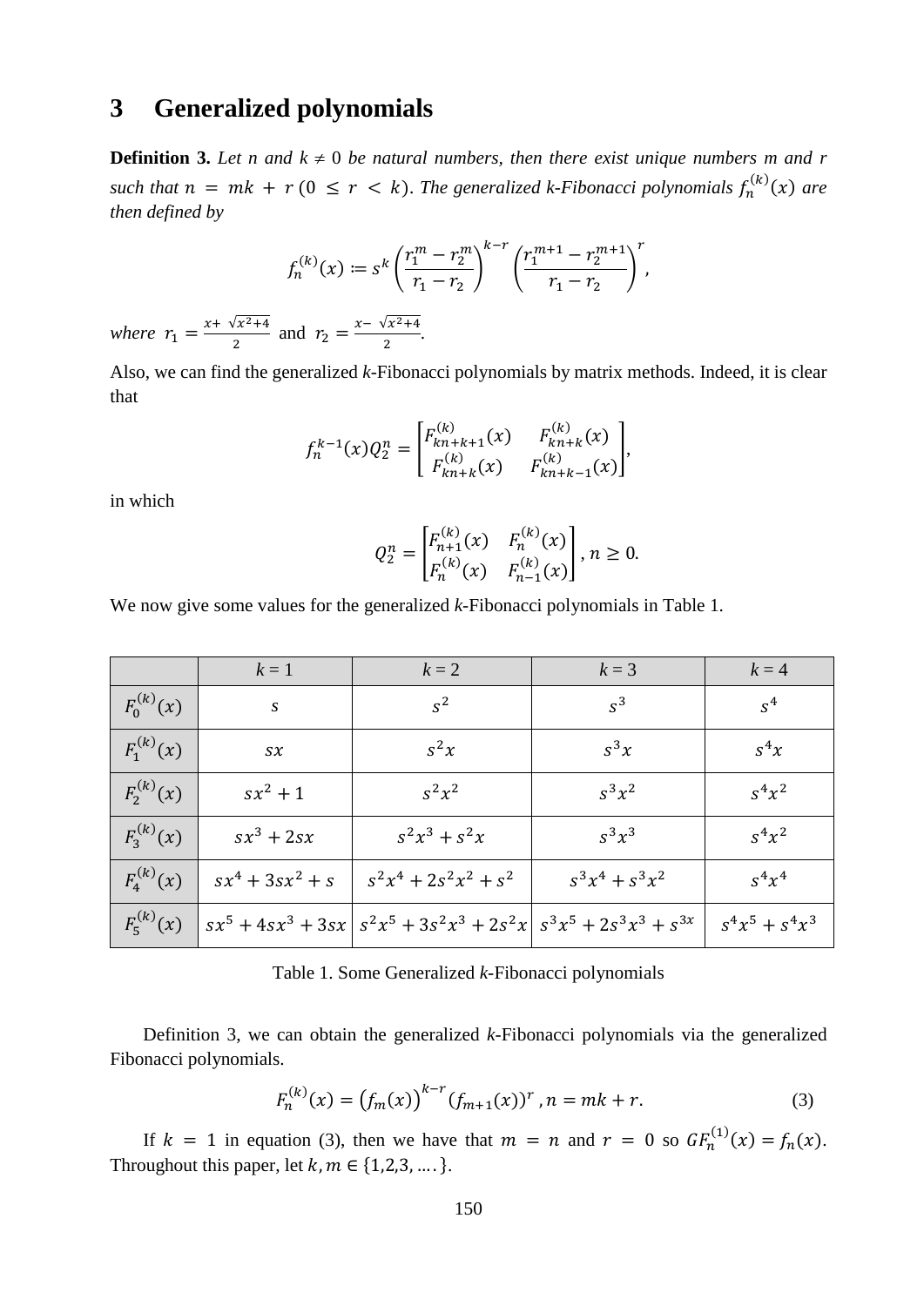# 3 Generalized polynomials

**Definition 3.** *Let $n$ and $k \neq 0$ be natural numbers, then there exist unique numbers $m$ and $r$ such that $n = mk + r$ $(0 \leq r < k)$. The generalized k-Fibonacci polynomials $f_n^{(k)}(x)$ are then defined by*

$$f_n^{(k)}(x) := s^k \left(\frac{r_1^m - r_2^m}{r_1 - r_2}\right)^{k-r} \left(\frac{r_1^{m+1} - r_2^{m+1}}{r_1 - r_2}\right)^r,$$

*where* $r_1 = \frac{x + \sqrt{x^2+4}}{2}$ and $r_2 = \frac{x - \sqrt{x^2+4}}{2}$.

Also, we can find the generalized *k*-Fibonacci polynomials by matrix methods. Indeed, it is clear that

$$f_n^{k-1}(x) Q_2^n = \begin{bmatrix} F_{kn+k+1}^{(k)}(x) & F_{kn+k}^{(k)}(x) \\ F_{kn+k}^{(k)}(x) & F_{kn+k-1}^{(k)}(x) \end{bmatrix},$$

in which

$$Q_2^n = \begin{bmatrix} F_{n+1}^{(k)}(x) & F_n^{(k)}(x) \\ F_n^{(k)}(x) & F_{n-1}^{(k)}(x) \end{bmatrix}, n \geq 0.$$

We now give some values for the generalized *k*-Fibonacci polynomials in Table 1.

| | $k = 1$ | $k = 2$ | $k = 3$ | $k = 4$ |
|---|---|---|---|---|
| $F_0^{(k)}(x)$ | $s$ | $s^2$ | $s^3$ | $s^4$ |
| $F_1^{(k)}(x)$ | $sx$ | $s^2 x$ | $s^3 x$ | $s^4 x$ |
| $F_2^{(k)}(x)$ | $sx^2 + 1$ | $s^2 x^2$ | $s^3 x^2$ | $s^4 x^2$ |
| $F_3^{(k)}(x)$ | $sx^3 + 2sx$ | $s^2 x^3 + s^2 x$ | $s^3 x^3$ | $s^4 x^2$ |
| $F_4^{(k)}(x)$ | $sx^4 + 3sx^2 + s$ | $s^2 x^4 + 2s^2 x^2 + s^2$ | $s^3 x^4 + s^3 x^2$ | $s^4 x^4$ |
| $F_5^{(k)}(x)$ | $sx^5 + 4sx^3 + 3sx$ | $s^2 x^5 + 3s^2 x^3 + 2s^2 x$ | $s^3 x^5 + 2s^3 x^3 + s^{3x}$ | $s^4 x^5 + s^4 x^3$ |

Table 1. Some Generalized *k*-Fibonacci polynomials

Definition 3, we can obtain the generalized *k*-Fibonacci polynomials via the generalized Fibonacci polynomials.

$$F_n^{(k)}(x) = \left(f_m(x)\right)^{k-r} (f_{m+1}(x))^r, n = mk + r. \tag{3}$$

If $k = 1$ in equation (3), then we have that $m = n$ and $r = 0$ so $GF_n^{(1)}(x) = f_n(x)$. Throughout this paper, let $k, m \in \{1,2,3, \ldots.\}$.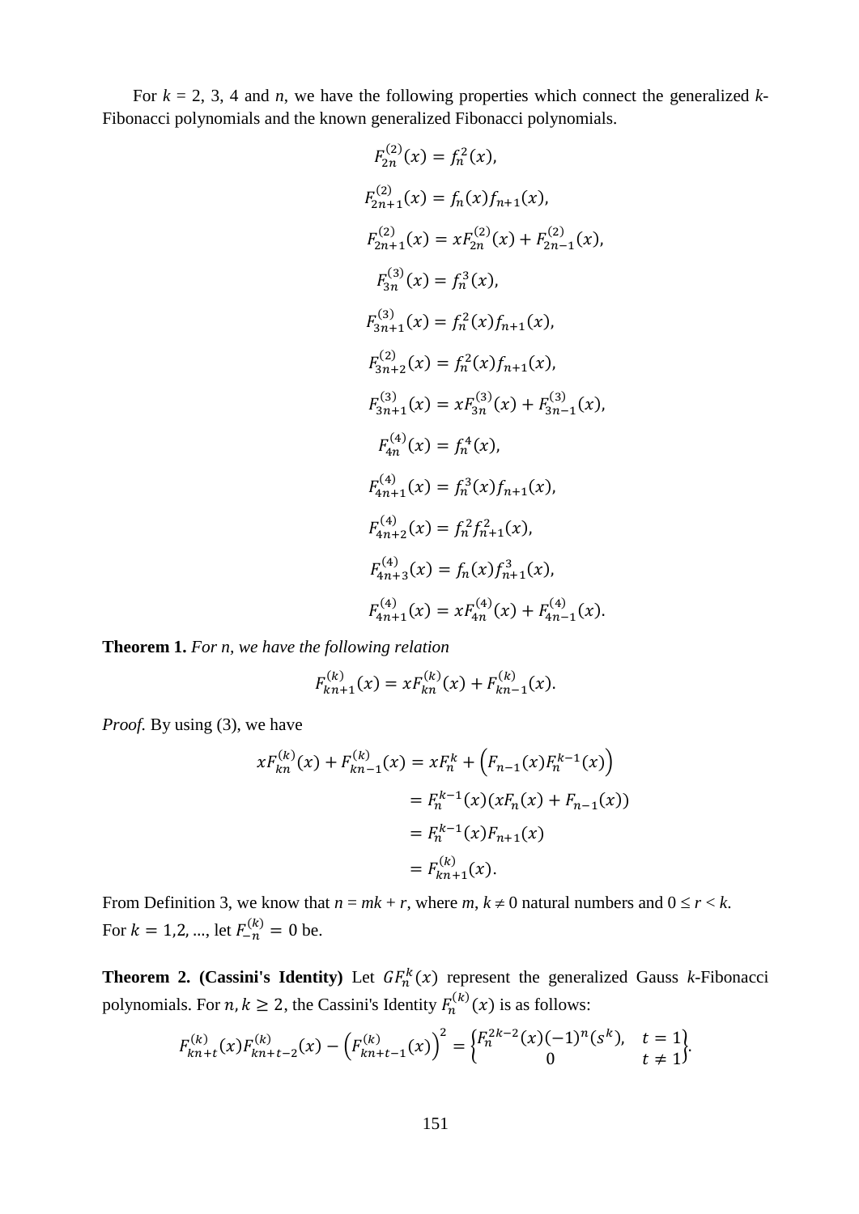For $k$ = 2, 3, 4 and $n$, we have the following properties which connect the generalized $k$-Fibonacci polynomials and the known generalized Fibonacci polynomials.

$$F_{2n}^{(2)}(x) = f_n^2(x),$$

$$F_{2n+1}^{(2)}(x) = f_n(x)f_{n+1}(x),$$

$$F_{2n+1}^{(2)}(x) = xF_{2n}^{(2)}(x) + F_{2n-1}^{(2)}(x),$$

$$F_{3n}^{(3)}(x) = f_n^3(x),$$

$$F_{3n+1}^{(3)}(x) = f_n^2(x)f_{n+1}(x),$$

$$F_{3n+2}^{(2)}(x) = f_n^2(x)f_{n+1}(x),$$

$$F_{3n+1}^{(3)}(x) = xF_{3n}^{(3)}(x) + F_{3n-1}^{(3)}(x),$$

$$F_{4n}^{(4)}(x) = f_n^4(x),$$

$$F_{4n+1}^{(4)}(x) = f_n^3(x)f_{n+1}(x),$$

$$F_{4n+2}^{(4)}(x) = f_n^2 f_{n+1}^2(x),$$

$$F_{4n+3}^{(4)}(x) = f_n(x)f_{n+1}^3(x),$$

$$F_{4n+1}^{(4)}(x) = xF_{4n}^{(4)}(x) + F_{4n-1}^{(4)}(x).$$

**Theorem 1.** *For n, we have the following relation*

$$F_{kn+1}^{(k)}(x) = xF_{kn}^{(k)}(x) + F_{kn-1}^{(k)}(x).$$

*Proof.* By using (3), we have

$$\begin{aligned} xF_{kn}^{(k)}(x) + F_{kn-1}^{(k)}(x) &= xF_n^k + \left(F_{n-1}(x)F_n^{k-1}(x)\right) \\ &= F_n^{k-1}(x)(xF_n(x) + F_{n-1}(x)) \\ &= F_n^{k-1}(x)F_{n+1}(x) \\ &= F_{kn+1}^{(k)}(x). \end{aligned}$$

From Definition 3, we know that $n = mk + r$, where $m, k \neq 0$ natural numbers and $0 \leq r < k$.
For $k = 1,2, \ldots$, let $F_{-n}^{(k)} = 0$ be.

**Theorem 2. (Cassini's Identity)** Let $GF_n^k(x)$ represent the generalized Gauss $k$-Fibonacci polynomials. For $n, k \geq 2$, the Cassini's Identity $F_n^{(k)}(x)$ is as follows:

$$F_{kn+t}^{(k)}(x)F_{kn+t-2}^{(k)}(x) - \left(F_{kn+t-1}^{(k)}(x)\right)^2 = \begin{Bmatrix} F_n^{2k-2}(x)(-1)^n(s^k), & t = 1 \\ 0 & t \neq 1 \end{Bmatrix}.$$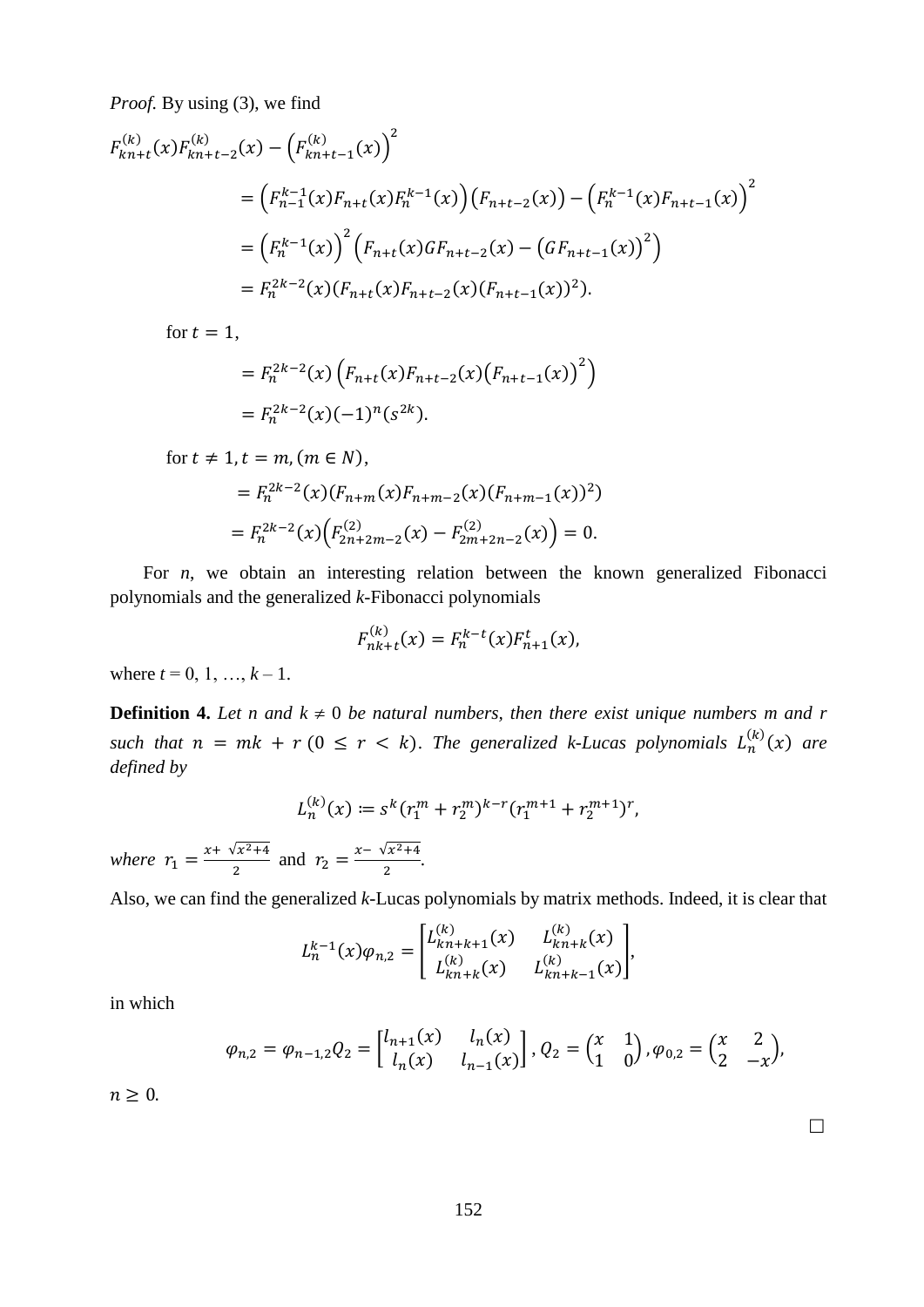*Proof.* By using (3), we find

$$F_{kn+t}^{(k)}(x)F_{kn+t-2}^{(k)}(x) - \left(F_{kn+t-1}^{(k)}(x)\right)^2$$

$$= \left(F_{n-1}^{k-1}(x)F_{n+t}(x)F_n^{k-1}(x)\right)\left(F_{n+t-2}(x)\right) - \left(F_n^{k-1}(x)F_{n+t-1}(x)\right)^2$$

$$= \left(F_n^{k-1}(x)\right)^2\left(F_{n+t}(x)GF_{n+t-2}(x) - \left(GF_{n+t-1}(x)\right)^2\right)$$

$$= F_n^{2k-2}(x)(F_{n+t}(x)F_{n+t-2}(x)(F_{n+t-1}(x))^2).$$

for $t = 1$,

$$= F_n^{2k-2}(x)\left(F_{n+t}(x)F_{n+t-2}(x)\left(F_{n+t-1}(x)\right)^2\right)$$

$$= F_n^{2k-2}(x)(-1)^n(s^{2k}).$$

for $t \neq 1, t = m, (m \in N)$,

$$= F_n^{2k-2}(x)(F_{n+m}(x)F_{n+m-2}(x)(F_{n+m-1}(x))^2)$$

$$= F_n^{2k-2}(x)\left(F_{2n+2m-2}^{(2)}(x) - F_{2m+2n-2}^{(2)}(x)\right) = 0.$$

For $n$, we obtain an interesting relation between the known generalized Fibonacci polynomials and the generalized $k$-Fibonacci polynomials

$$F_{nk+t}^{(k)}(x) = F_n^{k-t}(x)F_{n+1}^t(x),$$

where $t = 0, 1, \ldots, k-1$.

**Definition 4.** *Let $n$ and $k \neq 0$ be natural numbers, then there exist unique numbers $m$ and $r$ such that $n = mk + r$ $(0 \leq r < k)$. The generalized k-Lucas polynomials $L_n^{(k)}(x)$ are defined by*

$$L_n^{(k)}(x) := s^k(r_1^m + r_2^m)^{k-r}(r_1^{m+1} + r_2^{m+1})^r,$$

*where* $r_1 = \frac{x+\sqrt{x^2+4}}{2}$ and $r_2 = \frac{x-\sqrt{x^2+4}}{2}$.

Also, we can find the generalized $k$-Lucas polynomials by matrix methods. Indeed, it is clear that

$$L_n^{k-1}(x)\varphi_{n,2} = \begin{bmatrix} L_{kn+k+1}^{(k)}(x) & L_{kn+k}^{(k)}(x) \\ L_{kn+k}^{(k)}(x) & L_{kn+k-1}^{(k)}(x) \end{bmatrix},$$

in which

$$\varphi_{n,2} = \varphi_{n-1,2}Q_2 = \begin{bmatrix} l_{n+1}(x) & l_n(x) \\ l_n(x) & l_{n-1}(x) \end{bmatrix}, Q_2 = \begin{pmatrix} x & 1 \\ 1 & 0 \end{pmatrix}, \varphi_{0,2} = \begin{pmatrix} x & 2 \\ 2 & -x \end{pmatrix},$$

$n \geq 0$.

□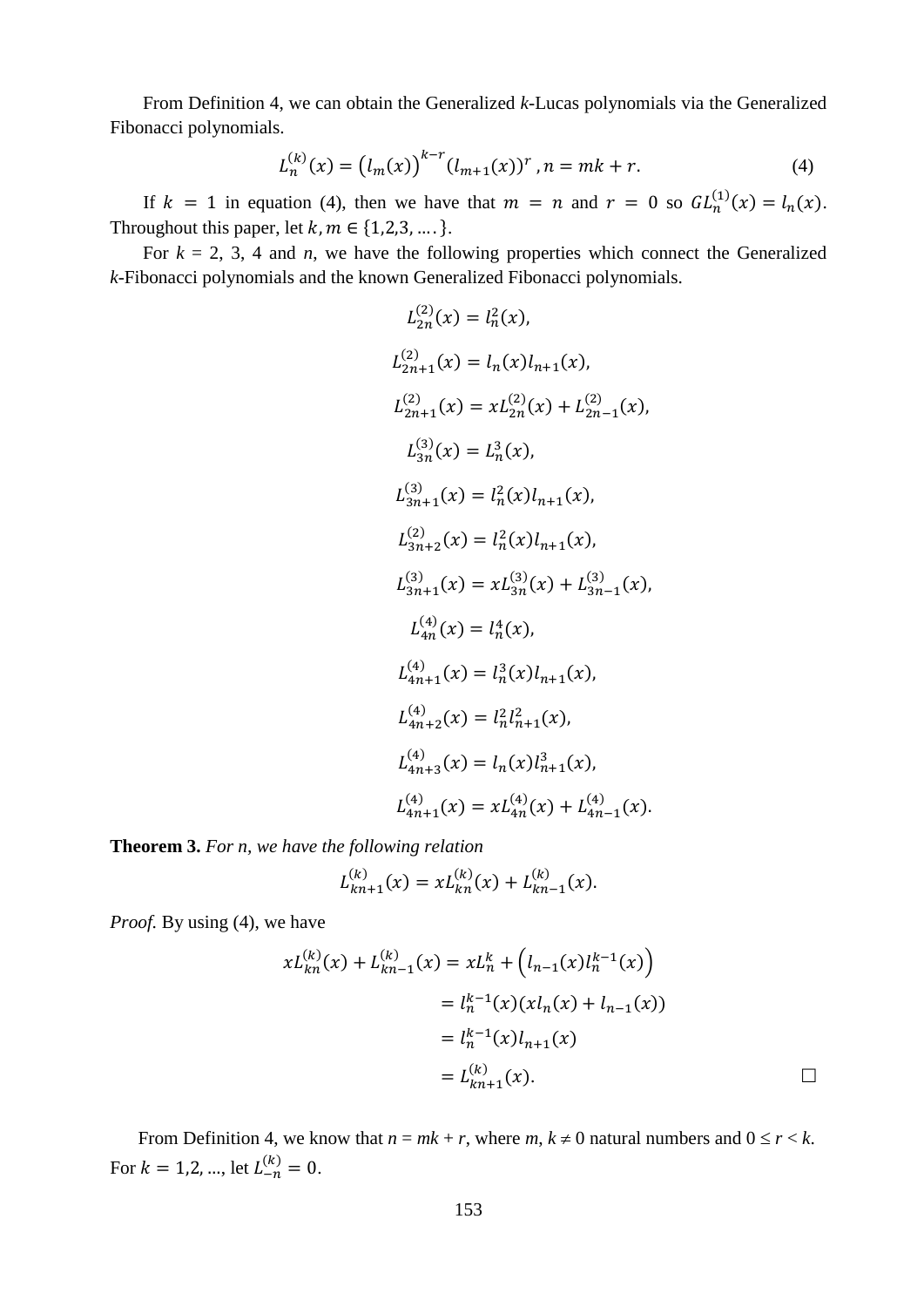From Definition 4, we can obtain the Generalized $k$-Lucas polynomials via the Generalized Fibonacci polynomials.

$$L_n^{(k)}(x) = \left(l_m(x)\right)^{k-r}(l_{m+1}(x))^r, n = mk + r. \tag{4}$$

If $k = 1$ in equation (4), then we have that $m = n$ and $r = 0$ so $GL_n^{(1)}(x) = l_n(x)$. Throughout this paper, let $k, m \in \{1,2,3, ....\}$.

For $k$ = 2, 3, 4 and $n$, we have the following properties which connect the Generalized $k$-Fibonacci polynomials and the known Generalized Fibonacci polynomials.

$$L_{2n}^{(2)}(x) = l_n^2(x),$$

$$L_{2n+1}^{(2)}(x) = l_n(x)l_{n+1}(x),$$

$$L_{2n+1}^{(2)}(x) = xL_{2n}^{(2)}(x) + L_{2n-1}^{(2)}(x),$$

$$L_{3n}^{(3)}(x) = L_n^3(x),$$

$$L_{3n+1}^{(3)}(x) = l_n^2(x)l_{n+1}(x),$$

$$L_{3n+2}^{(2)}(x) = l_n^2(x)l_{n+1}(x),$$

$$L_{3n+1}^{(3)}(x) = xL_{3n}^{(3)}(x) + L_{3n-1}^{(3)}(x),$$

$$L_{4n}^{(4)}(x) = l_n^4(x),$$

$$L_{4n+1}^{(4)}(x) = l_n^3(x)l_{n+1}(x),$$

$$L_{4n+2}^{(4)}(x) = l_n^2 l_{n+1}^2(x),$$

$$L_{4n+3}^{(4)}(x) = l_n(x)l_{n+1}^3(x),$$

$$L_{4n+1}^{(4)}(x) = xL_{4n}^{(4)}(x) + L_{4n-1}^{(4)}(x).$$

**Theorem 3.** *For n, we have the following relation*

$$L_{kn+1}^{(k)}(x) = xL_{kn}^{(k)}(x) + L_{kn-1}^{(k)}(x).$$

*Proof.* By using (4), we have

$$\begin{aligned}
xL_{kn}^{(k)}(x) + L_{kn-1}^{(k)}(x) &= xL_n^k + \left(l_{n-1}(x)l_n^{k-1}(x)\right) \\
&= l_n^{k-1}(x)(xl_n(x) + l_{n-1}(x)) \\
&= l_n^{k-1}(x)l_{n+1}(x) \\
&= L_{kn+1}^{(k)}(x).
\end{aligned}$$

□

From Definition 4, we know that $n = mk + r$, where $m$, $k \neq 0$ natural numbers and $0 \leq r < k$. For $k = 1,2, ...$, let $L_{-n}^{(k)} = 0$.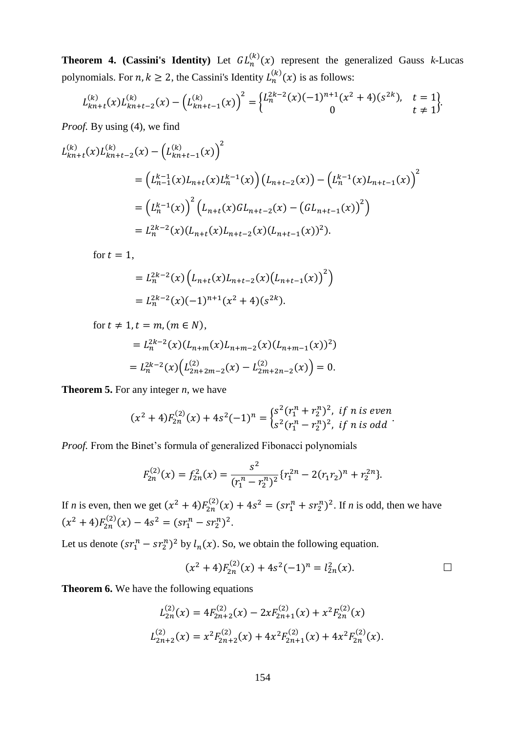**Theorem 4. (Cassini's Identity)** Let $GL_n^{(k)}(x)$ represent the generalized Gauss *k*-Lucas polynomials. For $n, k \geq 2$, the Cassini's Identity $L_n^{(k)}(x)$ is as follows:

$$L_{kn+t}^{(k)}(x)L_{kn+t-2}^{(k)}(x) - \left(L_{kn+t-1}^{(k)}(x)\right)^2 = \begin{Bmatrix} L_n^{2k-2}(x)(-1)^{n+1}(x^2+4)(s^{2k}), & t=1 \\ 0 & t \neq 1 \end{Bmatrix}.$$

*Proof.* By using (4), we find

$$\begin{aligned}
L_{kn+t}^{(k)}(x)L_{kn+t-2}^{(k)}(x) - \left(L_{kn+t-1}^{(k)}(x)\right)^2 \\
&= \left(L_{n-1}^{k-1}(x)L_{n+t}(x)L_n^{k-1}(x)\right)\left(L_{n+t-2}(x)\right) - \left(L_n^{k-1}(x)L_{n+t-1}(x)\right)^2 \\
&= \left(L_n^{k-1}(x)\right)^2\left(L_{n+t}(x)GL_{n+t-2}(x) - \left(GL_{n+t-1}(x)\right)^2\right) \\
&= L_n^{2k-2}(x)(L_{n+t}(x)L_{n+t-2}(x)(L_{n+t-1}(x))^2).
\end{aligned}$$

for $t = 1$,

$$\begin{aligned}
&= L_n^{2k-2}(x)\left(L_{n+t}(x)L_{n+t-2}(x)\left(L_{n+t-1}(x)\right)^2\right) \\
&= L_n^{2k-2}(x)(-1)^{n+1}(x^2+4)(s^{2k}).
\end{aligned}$$

for $t \neq 1, t = m, (m \in N)$,

$$\begin{aligned}
&= L_n^{2k-2}(x)(L_{n+m}(x)L_{n+m-2}(x)(L_{n+m-1}(x))^2) \\
&= L_n^{2k-2}(x)\left(L_{2n+2m-2}^{(2)}(x) - L_{2m+2n-2}^{(2)}(x)\right) = 0.
\end{aligned}$$

**Theorem 5.** For any integer *n*, we have

$$(x^2+4)F_{2n}^{(2)}(x) + 4s^2(-1)^n = \begin{cases} s^2(r_1^n + r_2^n)^2, & \text{if } n \text{ is even} \\ s^2(r_1^n - r_2^n)^2, & \text{if } n \text{ is odd} \end{cases}.$$

*Proof.* From the Binet's formula of generalized Fibonacci polynomials

$$F_{2n}^{(2)}(x) = f_{2n}^2(x) = \frac{s^2}{(r_1^n - r_2^n)^2}\{r_1^{2n} - 2(r_1r_2)^n + r_2^{2n}\}.$$

If *n* is even, then we get $(x^2+4)F_{2n}^{(2)}(x) + 4s^2 = (sr_1^n + sr_2^n)^2$. If *n* is odd, then we have $(x^2+4)F_{2n}^{(2)}(x) - 4s^2 = (sr_1^n - sr_2^n)^2$.

Let us denote $(sr_1^n - sr_2^n)^2$ by $l_n(x)$. So, we obtain the following equation.

$$(x^2+4)F_{2n}^{(2)}(x) + 4s^2(-1)^n = l_{2n}^2(x). \qquad \square$$

**Theorem 6.** We have the following equations

$$L_{2n}^{(2)}(x) = 4F_{2n+2}^{(2)}(x) - 2xF_{2n+1}^{(2)}(x) + x^2F_{2n}^{(2)}(x)$$

$$L_{2n+2}^{(2)}(x) = x^2F_{2n+2}^{(2)}(x) + 4x^2F_{2n+1}^{(2)}(x) + 4x^2F_{2n}^{(2)}(x).$$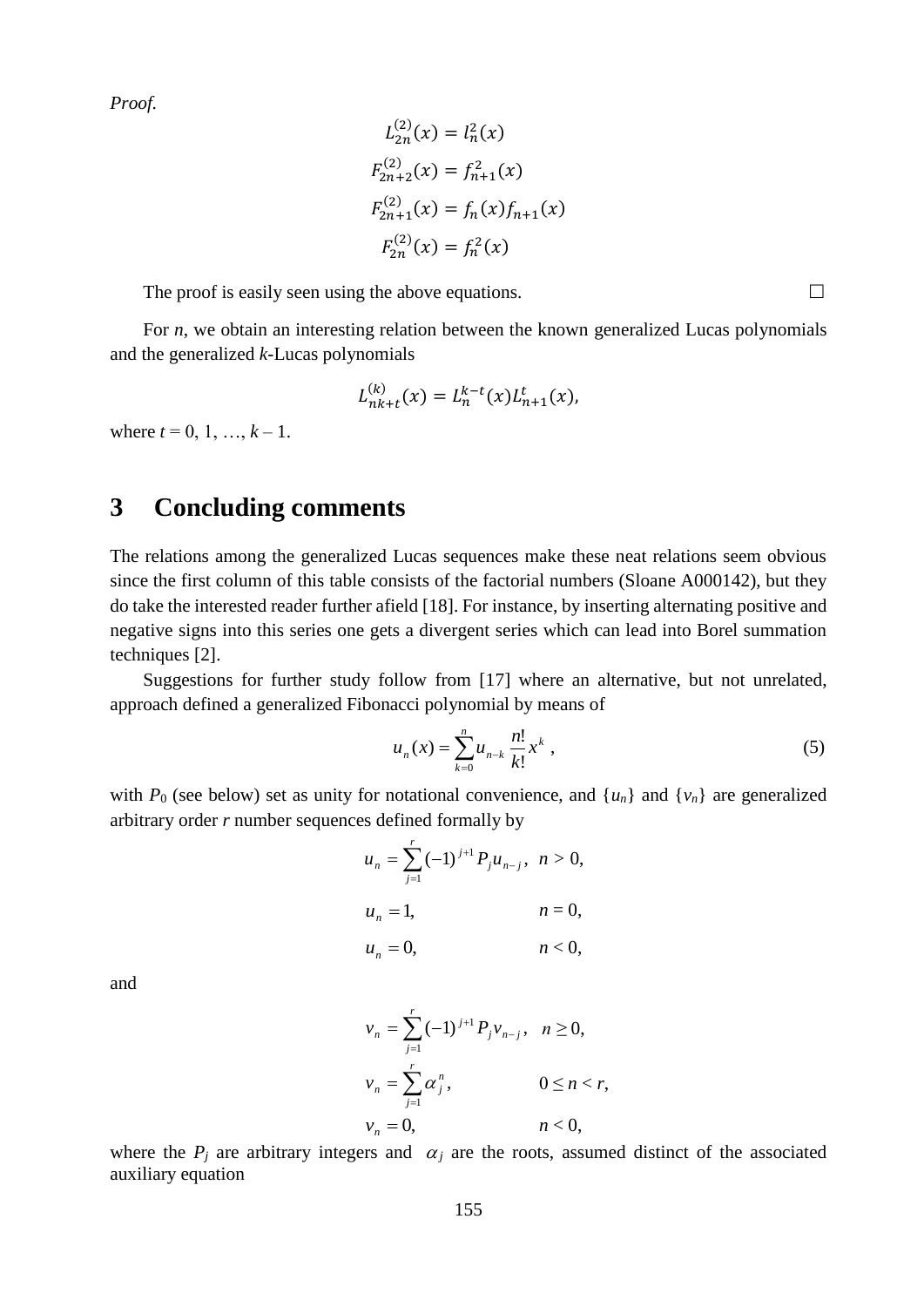*Proof.*

$$L_{2n}^{(2)}(x) = l_n^2(x)$$

$$F_{2n+2}^{(2)}(x) = f_{n+1}^2(x)$$

$$F_{2n+1}^{(2)}(x) = f_n(x)f_{n+1}(x)$$

$$F_{2n}^{(2)}(x) = f_n^2(x)$$

The proof is easily seen using the above equations. □

For *n*, we obtain an interesting relation between the known generalized Lucas polynomials and the generalized *k*-Lucas polynomials

$$L_{nk+t}^{(k)}(x) = L_n^{k-t}(x)L_{n+1}^t(x),$$

where $t = 0, 1, \ldots, k-1$.

## 3 Concluding comments

The relations among the generalized Lucas sequences make these neat relations seem obvious since the first column of this table consists of the factorial numbers (Sloane A000142), but they do take the interested reader further afield [18]. For instance, by inserting alternating positive and negative signs into this series one gets a divergent series which can lead into Borel summation techniques [2].

Suggestions for further study follow from [17] where an alternative, but not unrelated, approach defined a generalized Fibonacci polynomial by means of

$$u_n(x) = \sum_{k=0}^{n} u_{n-k} \frac{n!}{k!} x^k \,, \tag{5}$$

with $P_0$ (see below) set as unity for notational convenience, and $\{u_n\}$ and $\{v_n\}$ are generalized arbitrary order *r* number sequences defined formally by

$$u_n = \sum_{j=1}^{r} (-1)^{j+1} P_j u_{n-j}, \quad n > 0,$$

$$u_n = 1, \qquad n = 0,$$

$$u_n = 0, \qquad n < 0,$$

and

$$v_n = \sum_{j=1}^{r} (-1)^{j+1} P_j v_{n-j}, \quad n \geq 0,$$

$$v_n = \sum_{j=1}^{r} \alpha_j^n, \qquad 0 \leq n < r,$$

$$v_n = 0, \qquad n < 0,$$

where the $P_j$ are arbitrary integers and $\alpha_j$ are the roots, assumed distinct of the associated auxiliary equation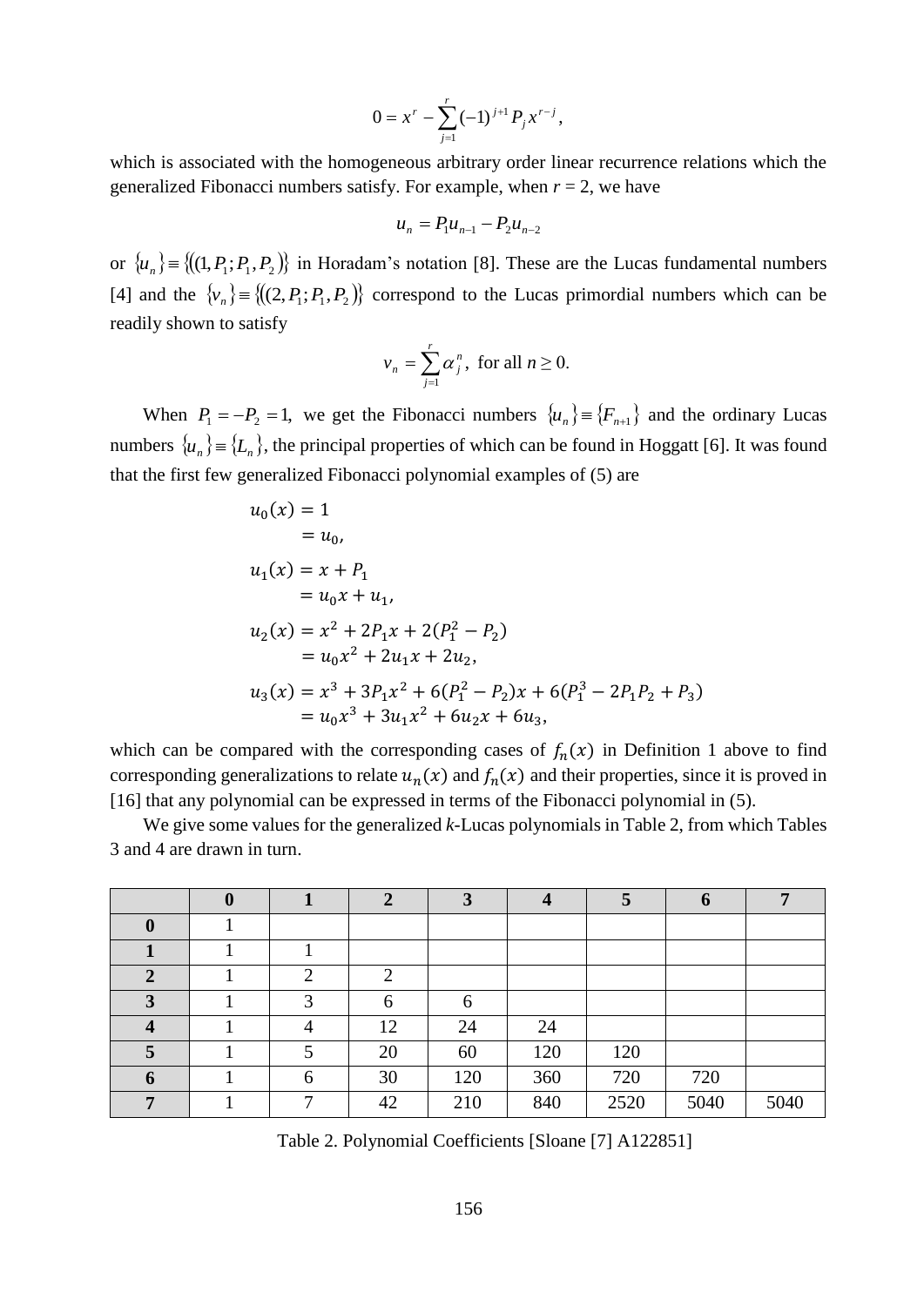$$0 = x^r - \sum_{j=1}^{r} (-1)^{j+1} P_j x^{r-j},$$

which is associated with the homogeneous arbitrary order linear recurrence relations which the generalized Fibonacci numbers satisfy. For example, when $r = 2$, we have

$$u_n = P_1 u_{n-1} - P_2 u_{n-2}$$

or $\{u_n\} \equiv \{(1, P_1; P_1, P_2)\}$ in Horadam's notation [8]. These are the Lucas fundamental numbers [4] and the $\{v_n\} \equiv \{(2, P_1; P_1, P_2)\}$ correspond to the Lucas primordial numbers which can be readily shown to satisfy

$$v_n = \sum_{j=1}^{r} \alpha_j^n, \text{ for all } n \geq 0.$$

When $P_1 = -P_2 = 1$, we get the Fibonacci numbers $\{u_n\} \equiv \{F_{n+1}\}$ and the ordinary Lucas numbers $\{u_n\} \equiv \{L_n\}$, the principal properties of which can be found in Hoggatt [6]. It was found that the first few generalized Fibonacci polynomial examples of (5) are

$$\begin{aligned}
u_0(x) &= 1 \\
&= u_0, \\
u_1(x) &= x + P_1 \\
&= u_0 x + u_1, \\
u_2(x) &= x^2 + 2P_1 x + 2(P_1^2 - P_2) \\
&= u_0 x^2 + 2u_1 x + 2u_2, \\
u_3(x) &= x^3 + 3P_1 x^2 + 6(P_1^2 - P_2)x + 6(P_1^3 - 2P_1 P_2 + P_3) \\
&= u_0 x^3 + 3u_1 x^2 + 6u_2 x + 6u_3,
\end{aligned}$$

which can be compared with the corresponding cases of $f_n(x)$ in Definition 1 above to find corresponding generalizations to relate $u_n(x)$ and $f_n(x)$ and their properties, since it is proved in [16] that any polynomial can be expressed in terms of the Fibonacci polynomial in (5).

We give some values for the generalized *k*-Lucas polynomials in Table 2, from which Tables 3 and 4 are drawn in turn.

| | **0** | **1** | **2** | **3** | **4** | **5** | **6** | **7** |
|---|---|---|---|---|---|---|---|---|
| **0** | 1 | | | | | | | |
| **1** | 1 | 1 | | | | | | |
| **2** | 1 | 2 | 2 | | | | | |
| **3** | 1 | 3 | 6 | 6 | | | | |
| **4** | 1 | 4 | 12 | 24 | 24 | | | |
| **5** | 1 | 5 | 20 | 60 | 120 | 120 | | |
| **6** | 1 | 6 | 30 | 120 | 360 | 720 | 720 | |
| **7** | 1 | 7 | 42 | 210 | 840 | 2520 | 5040 | 5040 |

Table 2. Polynomial Coefficients [Sloane [7] A122851]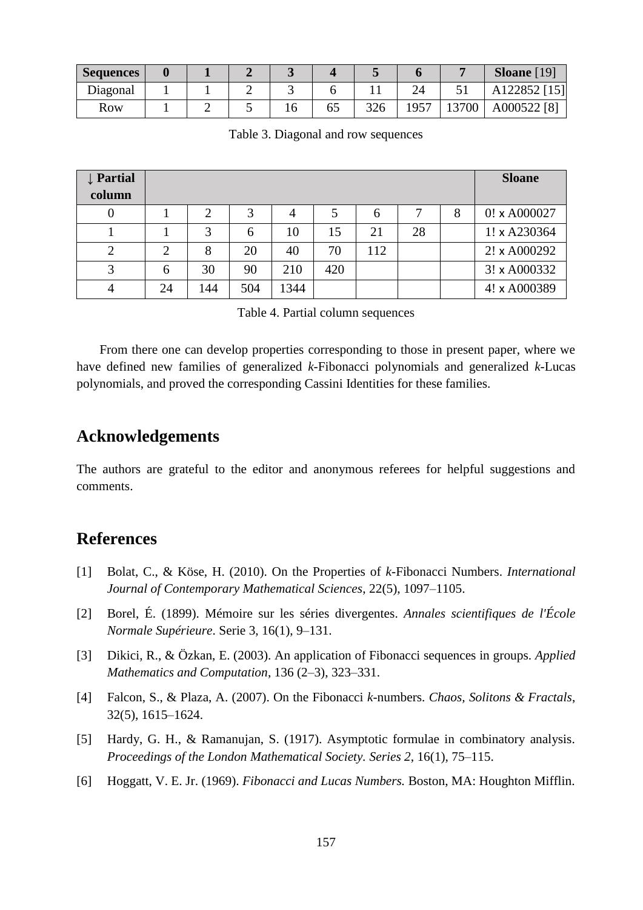| Sequences | 0 | 1 | 2 | 3 | 4 | 5 | 6 | 7 | Sloane [19] |
|---|---|---|---|---|---|---|---|---|---|
| Diagonal | 1 | 1 | 2 | 3 | 6 | 11 | 24 | 51 | A122852 [15] |
| Row | 1 | 2 | 5 | 16 | 65 | 326 | 1957 | 13700 | A000522 [8] |

Table 3. Diagonal and row sequences

| ↓ Partial column | | | | | | | | | Sloane |
|---|---|---|---|---|---|---|---|---|---|
| 0 | 1 | 2 | 3 | 4 | 5 | 6 | 7 | 8 | 0! x A000027 |
| 1 | 1 | 3 | 6 | 10 | 15 | 21 | 28 | | 1! x A230364 |
| 2 | 2 | 8 | 20 | 40 | 70 | 112 | | | 2! x A000292 |
| 3 | 6 | 30 | 90 | 210 | 420 | | | | 3! x A000332 |
| 4 | 24 | 144 | 504 | 1344 | | | | | 4! x A000389 |

Table 4. Partial column sequences

From there one can develop properties corresponding to those in present paper, where we have defined new families of generalized $k$-Fibonacci polynomials and generalized $k$-Lucas polynomials, and proved the corresponding Cassini Identities for these families.

## Acknowledgements

The authors are grateful to the editor and anonymous referees for helpful suggestions and comments.

## References

[1] Bolat, C., & Köse, H. (2010). On the Properties of *k*-Fibonacci Numbers. *International Journal of Contemporary Mathematical Sciences*, 22(5), 1097–1105.

[2] Borel, É. (1899). Mémoire sur les séries divergentes. *Annales scientifiques de l'École Normale Supérieure*. Serie 3, 16(1), 9–131.

[3] Dikici, R., & Özkan, E. (2003). An application of Fibonacci sequences in groups. *Applied Mathematics and Computation*, 136 (2–3), 323–331.

[4] Falcon, S., & Plaza, A. (2007). On the Fibonacci *k*-numbers. *Chaos, Solitons & Fractals*, 32(5), 1615–1624.

[5] Hardy, G. H., & Ramanujan, S. (1917). Asymptotic formulae in combinatory analysis. *Proceedings of the London Mathematical Society. Series 2*, 16(1), 75–115.

[6] Hoggatt, V. E. Jr. (1969). *Fibonacci and Lucas Numbers.* Boston, MA: Houghton Mifflin.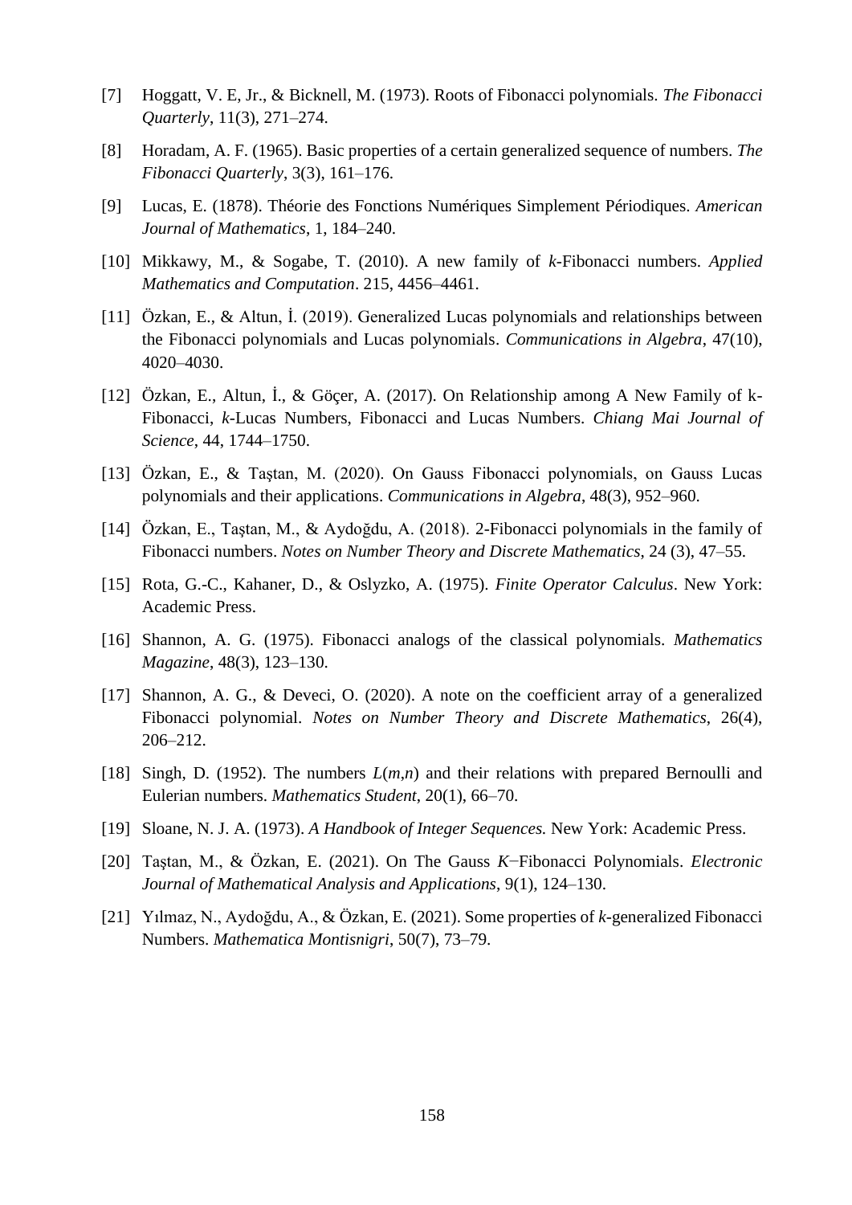[7] Hoggatt, V. E, Jr., & Bicknell, M. (1973). Roots of Fibonacci polynomials. *The Fibonacci Quarterly*, 11(3), 271–274.

[8] Horadam, A. F. (1965). Basic properties of a certain generalized sequence of numbers. *The Fibonacci Quarterly*, 3(3), 161–176.

[9] Lucas, E. (1878). Théorie des Fonctions Numériques Simplement Périodiques. *American Journal of Mathematics*, 1, 184–240.

[10] Mikkawy, M., & Sogabe, T. (2010). A new family of *k*-Fibonacci numbers. *Applied Mathematics and Computation*. 215, 4456–4461.

[11] Özkan, E., & Altun, İ. (2019). Generalized Lucas polynomials and relationships between the Fibonacci polynomials and Lucas polynomials. *Communications in Algebra*, 47(10), 4020–4030.

[12] Özkan, E., Altun, İ., & Göçer, A. (2017). On Relationship among A New Family of k-Fibonacci, *k*-Lucas Numbers, Fibonacci and Lucas Numbers. *Chiang Mai Journal of Science*, 44, 1744–1750.

[13] Özkan, E., & Taştan, M. (2020). On Gauss Fibonacci polynomials, on Gauss Lucas polynomials and their applications. *Communications in Algebra*, 48(3), 952–960.

[14] Özkan, E., Taştan, M., & Aydoğdu, A. (2018). 2-Fibonacci polynomials in the family of Fibonacci numbers. *Notes on Number Theory and Discrete Mathematics*, 24 (3), 47–55.

[15] Rota, G.-C., Kahaner, D., & Oslyzko, A. (1975). *Finite Operator Calculus*. New York: Academic Press.

[16] Shannon, A. G. (1975). Fibonacci analogs of the classical polynomials. *Mathematics Magazine*, 48(3), 123–130.

[17] Shannon, A. G., & Deveci, O. (2020). A note on the coefficient array of a generalized Fibonacci polynomial. *Notes on Number Theory and Discrete Mathematics*, 26(4), 206–212.

[18] Singh, D. (1952). The numbers $L(m,n)$ and their relations with prepared Bernoulli and Eulerian numbers. *Mathematics Student*, 20(1), 66–70.

[19] Sloane, N. J. A. (1973). *A Handbook of Integer Sequences.* New York: Academic Press.

[20] Taştan, M., & Özkan, E. (2021). On The Gauss $K-$Fibonacci Polynomials. *Electronic Journal of Mathematical Analysis and Applications*, 9(1), 124–130.

[21] Yılmaz, N., Aydoğdu, A., & Özkan, E. (2021). Some properties of *k*-generalized Fibonacci Numbers. *Mathematica Montisnigri*, 50(7), 73–79.